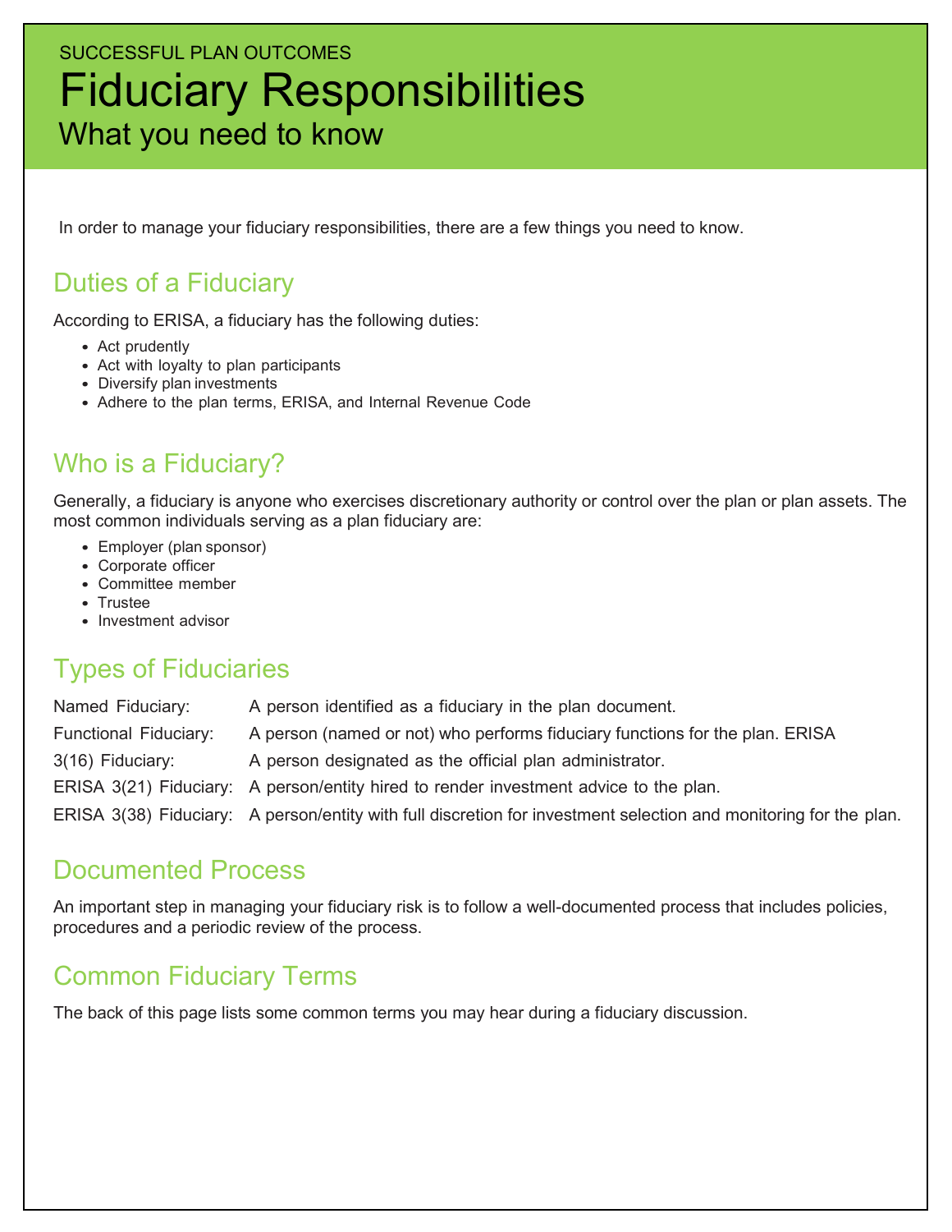SUCCESSFUL PLAN OUTCOMES

# Fiduciary Responsibilities

## What you need to know

In order to manage your fiduciary responsibilities, there are a few things you need to know.

## Duties of a Fiduciary

According to ERISA, a fiduciary has the following duties:

- Act prudently
- Act with loyalty to plan participants
- Diversify plan investments
- Adhere to the plan terms, ERISA, and Internal Revenue Code

## Who is a Fiduciary?

Generally, a fiduciary is anyone who exercises discretionary authority or control over the plan or plan assets. The most common individuals serving as a plan fiduciary are:

- Employer (plan sponsor)
- Corporate officer
- Committee member
- Trustee
- Investment advisor

## Types of Fiduciaries

| | |
|---|---|
| Named Fiduciary: | A person identified as a fiduciary in the plan document. |
| Functional Fiduciary: | A person (named or not) who performs fiduciary functions for the plan. ERISA |
| 3(16) Fiduciary: | A person designated as the official plan administrator. |
| ERISA 3(21) Fiduciary: | A person/entity hired to render investment advice to the plan. |
| ERISA 3(38) Fiduciary: | A person/entity with full discretion for investment selection and monitoring for the plan. |

## Documented Process

An important step in managing your fiduciary risk is to follow a well-documented process that includes policies, procedures and a periodic review of the process.

## Common Fiduciary Terms

The back of this page lists some common terms you may hear during a fiduciary discussion.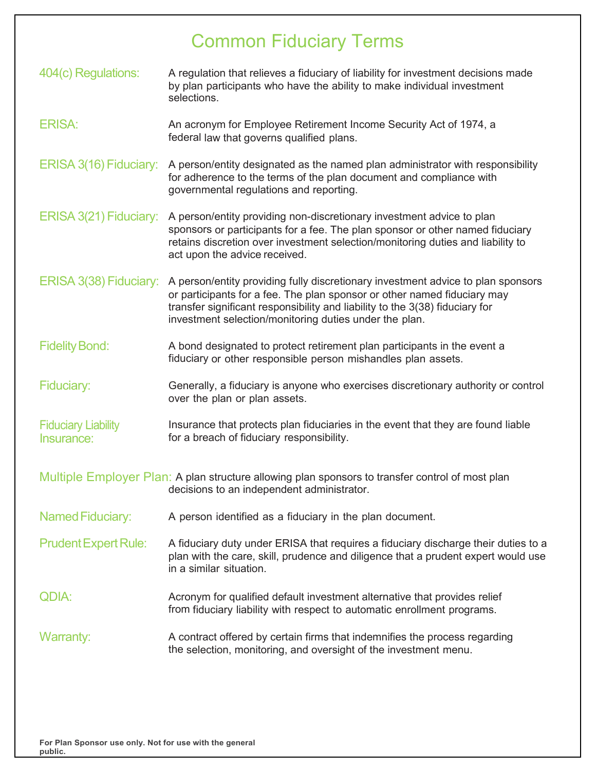# Common Fiduciary Terms

**404(c) Regulations:** A regulation that relieves a fiduciary of liability for investment decisions made by plan participants who have the ability to make individual investment selections.

**ERISA:** An acronym for Employee Retirement Income Security Act of 1974, a federal law that governs qualified plans.

**ERISA 3(16) Fiduciary:** A person/entity designated as the named plan administrator with responsibility for adherence to the terms of the plan document and compliance with governmental regulations and reporting.

**ERISA 3(21) Fiduciary:** A person/entity providing non-discretionary investment advice to plan sponsors or participants for a fee. The plan sponsor or other named fiduciary retains discretion over investment selection/monitoring duties and liability to act upon the advice received.

**ERISA 3(38) Fiduciary:** A person/entity providing fully discretionary investment advice to plan sponsors or participants for a fee. The plan sponsor or other named fiduciary may transfer significant responsibility and liability to the 3(38) fiduciary for investment selection/monitoring duties under the plan.

**Fidelity Bond:** A bond designated to protect retirement plan participants in the event a fiduciary or other responsible person mishandles plan assets.

**Fiduciary:** Generally, a fiduciary is anyone who exercises discretionary authority or control over the plan or plan assets.

**Fiduciary Liability Insurance:** Insurance that protects plan fiduciaries in the event that they are found liable for a breach of fiduciary responsibility.

**Multiple Employer Plan:** A plan structure allowing plan sponsors to transfer control of most plan decisions to an independent administrator.

**Named Fiduciary:** A person identified as a fiduciary in the plan document.

**Prudent Expert Rule:** A fiduciary duty under ERISA that requires a fiduciary discharge their duties to a plan with the care, skill, prudence and diligence that a prudent expert would use in a similar situation.

**QDIA:** Acronym for qualified default investment alternative that provides relief from fiduciary liability with respect to automatic enrollment programs.

**Warranty:** A contract offered by certain firms that indemnifies the process regarding the selection, monitoring, and oversight of the investment menu.

**For Plan Sponsor use only. Not for use with the general public.**